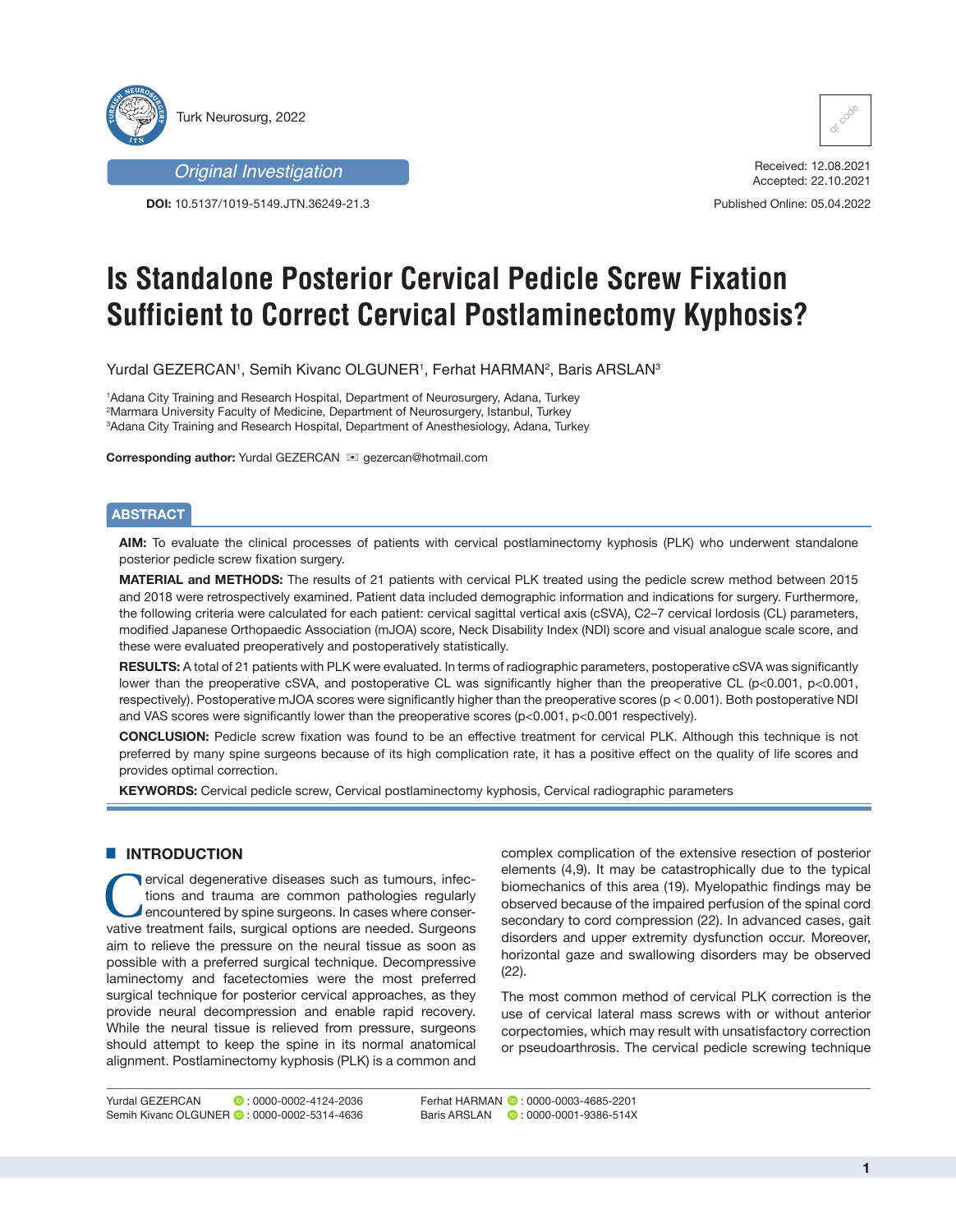Turk Neurosurg, 2022

*Original Investigation*

**DOI:** 10.5137/1019-5149.JTN.36249-21.3

Received: 12.08.2021
Accepted: 22.10.2021

Published Online: 05.04.2022

# Is Standalone Posterior Cervical Pedicle Screw Fixation Sufficient to Correct Cervical Postlaminectomy Kyphosis?

Yurdal GEZERCAN[1], Semih Kivanc OLGUNER[1], Ferhat HARMAN[2], Baris ARSLAN[3]

[1]Adana City Training and Research Hospital, Department of Neurosurgery, Adana, Turkey
[2]Marmara University Faculty of Medicine, Department of Neurosurgery, Istanbul, Turkey
[3]Adana City Training and Research Hospital, Department of Anesthesiology, Adana, Turkey

**Corresponding author:** Yurdal GEZERCAN ✉ gezercan@hotmail.com

## ABSTRACT

**AIM:** To evaluate the clinical processes of patients with cervical postlaminectomy kyphosis (PLK) who underwent standalone posterior pedicle screw fixation surgery.

**MATERIAL and METHODS:** The results of 21 patients with cervical PLK treated using the pedicle screw method between 2015 and 2018 were retrospectively examined. Patient data included demographic information and indications for surgery. Furthermore, the following criteria were calculated for each patient: cervical sagittal vertical axis (cSVA), C2–7 cervical lordosis (CL) parameters, modified Japanese Orthopaedic Association (mJOA) score, Neck Disability Index (NDI) score and visual analogue scale score, and these were evaluated preoperatively and postoperatively statistically.

**RESULTS:** A total of 21 patients with PLK were evaluated. In terms of radiographic parameters, postoperative cSVA was significantly lower than the preoperative cSVA, and postoperative CL was significantly higher than the preoperative CL ($p<0.001$, $p<0.001$, respectively). Postoperative mJOA scores were significantly higher than the preoperative scores ($p < 0.001$). Both postoperative NDI and VAS scores were significantly lower than the preoperative scores ($p<0.001$, $p<0.001$ respectively).

**CONCLUSION:** Pedicle screw fixation was found to be an effective treatment for cervical PLK. Although this technique is not preferred by many spine surgeons because of its high complication rate, it has a positive effect on the quality of life scores and provides optimal correction.

**KEYWORDS:** Cervical pedicle screw, Cervical postlaminectomy kyphosis, Cervical radiographic parameters

## INTRODUCTION

Cervical degenerative diseases such as tumours, infections and trauma are common pathologies regularly encountered by spine surgeons. In cases where conservative treatment fails, surgical options are needed. Surgeons aim to relieve the pressure on the neural tissue as soon as possible with a preferred surgical technique. Decompressive laminectomy and facetectomies were the most preferred surgical technique for posterior cervical approaches, as they provide neural decompression and enable rapid recovery. While the neural tissue is relieved from pressure, surgeons should attempt to keep the spine in its normal anatomical alignment. Postlaminectomy kyphosis (PLK) is a common and complex complication of the extensive resection of posterior elements (4,9). It may be catastrophically due to the typical biomechanics of this area (19). Myelopathic findings may be observed because of the impaired perfusion of the spinal cord secondary to cord compression (22). In advanced cases, gait disorders and upper extremity dysfunction occur. Moreover, horizontal gaze and swallowing disorders may be observed (22).

The most common method of cervical PLK correction is the use of cervical lateral mass screws with or without anterior corpectomies, which may result with unsatisfactory correction or pseudoarthrosis. The cervical pedicle screwing technique

Yurdal GEZERCAN : 0000-0002-4124-2036
Semih Kivanc OLGUNER : 0000-0002-5314-4636
Ferhat HARMAN : 0000-0003-4685-2201
Baris ARSLAN : 0000-0001-9386-514X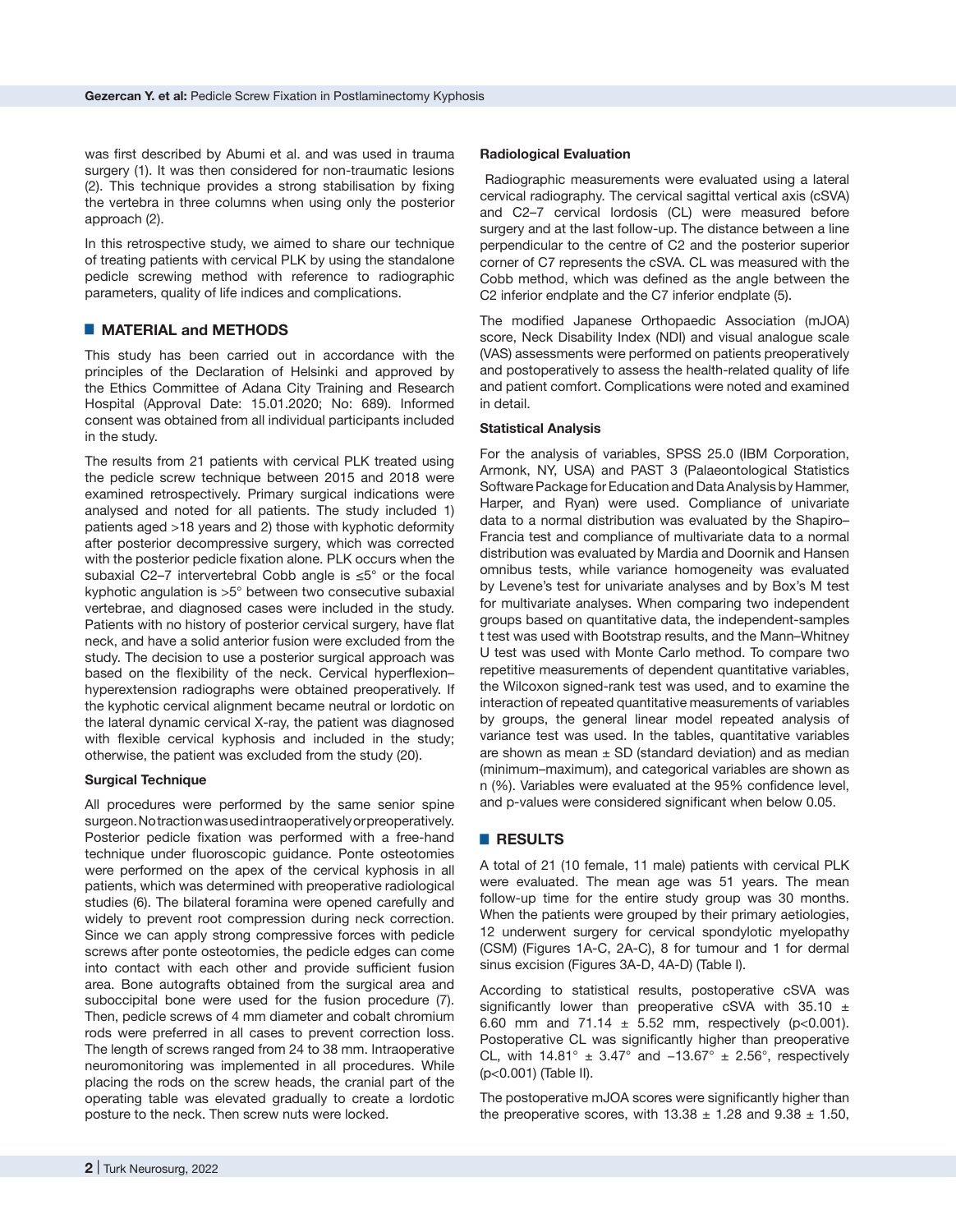was first described by Abumi et al. and was used in trauma surgery (1). It was then considered for non-traumatic lesions (2). This technique provides a strong stabilisation by fixing the vertebra in three columns when using only the posterior approach (2).

In this retrospective study, we aimed to share our technique of treating patients with cervical PLK by using the standalone pedicle screwing method with reference to radiographic parameters, quality of life indices and complications.

## MATERIAL and METHODS

This study has been carried out in accordance with the principles of the Declaration of Helsinki and approved by the Ethics Committee of Adana City Training and Research Hospital (Approval Date: 15.01.2020; No: 689). Informed consent was obtained from all individual participants included in the study.

The results from 21 patients with cervical PLK treated using the pedicle screw technique between 2015 and 2018 were examined retrospectively. Primary surgical indications were analysed and noted for all patients. The study included 1) patients aged >18 years and 2) those with kyphotic deformity after posterior decompressive surgery, which was corrected with the posterior pedicle fixation alone. PLK occurs when the subaxial C2–7 intervertebral Cobb angle is ≤5° or the focal kyphotic angulation is >5° between two consecutive subaxial vertebrae, and diagnosed cases were included in the study. Patients with no history of posterior cervical surgery, have flat neck, and have a solid anterior fusion were excluded from the study. The decision to use a posterior surgical approach was based on the flexibility of the neck. Cervical hyperflexion–hyperextension radiographs were obtained preoperatively. If the kyphotic cervical alignment became neutral or lordotic on the lateral dynamic cervical X-ray, the patient was diagnosed with flexible cervical kyphosis and included in the study; otherwise, the patient was excluded from the study (20).

### Surgical Technique

All procedures were performed by the same senior spine surgeon. No traction was used intraoperatively or preoperatively. Posterior pedicle fixation was performed with a free-hand technique under fluoroscopic guidance. Ponte osteotomies were performed on the apex of the cervical kyphosis in all patients, which was determined with preoperative radiological studies (6). The bilateral foramina were opened carefully and widely to prevent root compression during neck correction. Since we can apply strong compressive forces with pedicle screws after ponte osteotomies, the pedicle edges can come into contact with each other and provide sufficient fusion area. Bone autografts obtained from the surgical area and suboccipital bone were used for the fusion procedure (7). Then, pedicle screws of 4 mm diameter and cobalt chromium rods were preferred in all cases to prevent correction loss. The length of screws ranged from 24 to 38 mm. Intraoperative neuromonitoring was implemented in all procedures. While placing the rods on the screw heads, the cranial part of the operating table was elevated gradually to create a lordotic posture to the neck. Then screw nuts were locked.

### Radiological Evaluation

Radiographic measurements were evaluated using a lateral cervical radiography. The cervical sagittal vertical axis (cSVA) and C2–7 cervical lordosis (CL) were measured before surgery and at the last follow-up. The distance between a line perpendicular to the centre of C2 and the posterior superior corner of C7 represents the cSVA. CL was measured with the Cobb method, which was defined as the angle between the C2 inferior endplate and the C7 inferior endplate (5).

The modified Japanese Orthopaedic Association (mJOA) score, Neck Disability Index (NDI) and visual analogue scale (VAS) assessments were performed on patients preoperatively and postoperatively to assess the health-related quality of life and patient comfort. Complications were noted and examined in detail.

### Statistical Analysis

For the analysis of variables, SPSS 25.0 (IBM Corporation, Armonk, NY, USA) and PAST 3 (Palaeontological Statistics Software Package for Education and Data Analysis by Hammer, Harper, and Ryan) were used. Compliance of univariate data to a normal distribution was evaluated by the Shapiro–Francia test and compliance of multivariate data to a normal distribution was evaluated by Mardia and Doornik and Hansen omnibus tests, while variance homogeneity was evaluated by Levene's test for univariate analyses and by Box's M test for multivariate analyses. When comparing two independent groups based on quantitative data, the independent-samples t test was used with Bootstrap results, and the Mann–Whitney U test was used with Monte Carlo method. To compare two repetitive measurements of dependent quantitative variables, the Wilcoxon signed-rank test was used, and to examine the interaction of repeated quantitative measurements of variables by groups, the general linear model repeated analysis of variance test was used. In the tables, quantitative variables are shown as mean ± SD (standard deviation) and as median (minimum–maximum), and categorical variables are shown as n (%). Variables were evaluated at the 95% confidence level, and p-values were considered significant when below 0.05.

## RESULTS

A total of 21 (10 female, 11 male) patients with cervical PLK were evaluated. The mean age was 51 years. The mean follow-up time for the entire study group was 30 months. When the patients were grouped by their primary aetiologies, 12 underwent surgery for cervical spondylotic myelopathy (CSM) (Figures 1A-C, 2A-C), 8 for tumour and 1 for dermal sinus excision (Figures 3A-D, 4A-D) (Table I).

According to statistical results, postoperative cSVA was significantly lower than preoperative cSVA with 35.10 ± 6.60 mm and 71.14 ± 5.52 mm, respectively ($p<0.001$). Postoperative CL was significantly higher than preoperative CL, with 14.81° ± 3.47° and −13.67° ± 2.56°, respectively ($p<0.001$) (Table II).

The postoperative mJOA scores were significantly higher than the preoperative scores, with 13.38 ± 1.28 and 9.38 ± 1.50,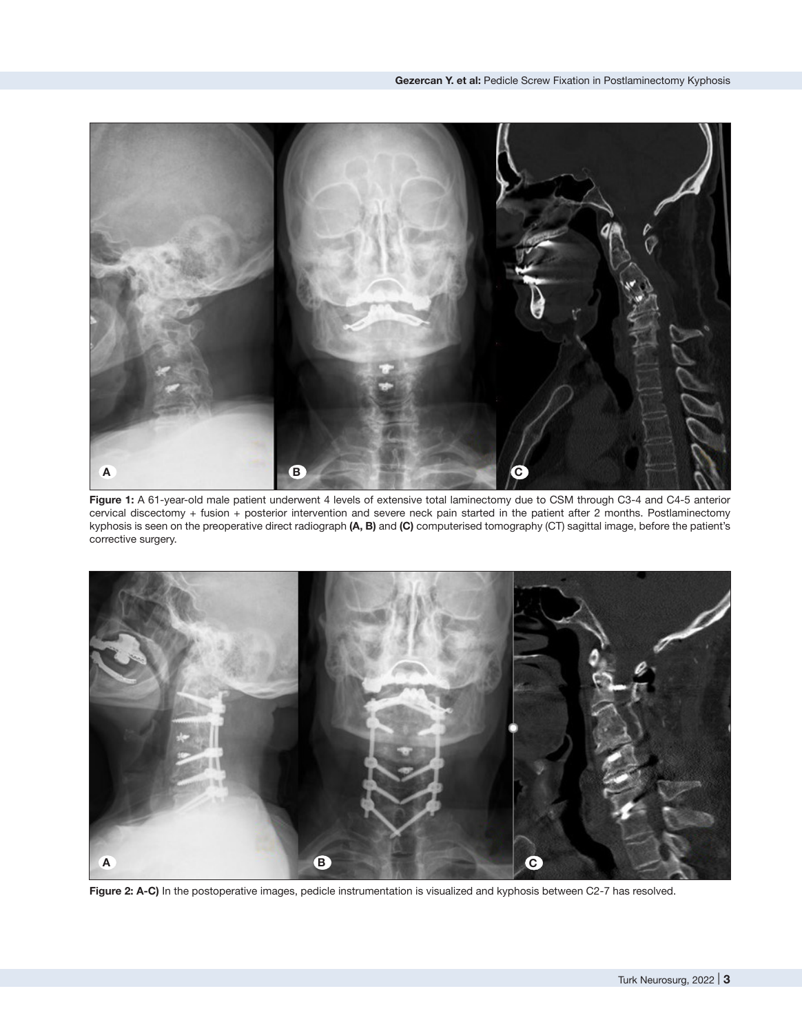**Figure 1:** A 61-year-old male patient underwent 4 levels of extensive total laminectomy due to CSM through C3-4 and C4-5 anterior cervical discectomy + fusion + posterior intervention and severe neck pain started in the patient after 2 months. Postlaminectomy kyphosis is seen on the preoperative direct radiograph **(A, B)** and **(C)** computerised tomography (CT) sagittal image, before the patient's corrective surgery.

**Figure 2: A-C)** In the postoperative images, pedicle instrumentation is visualized and kyphosis between C2-7 has resolved.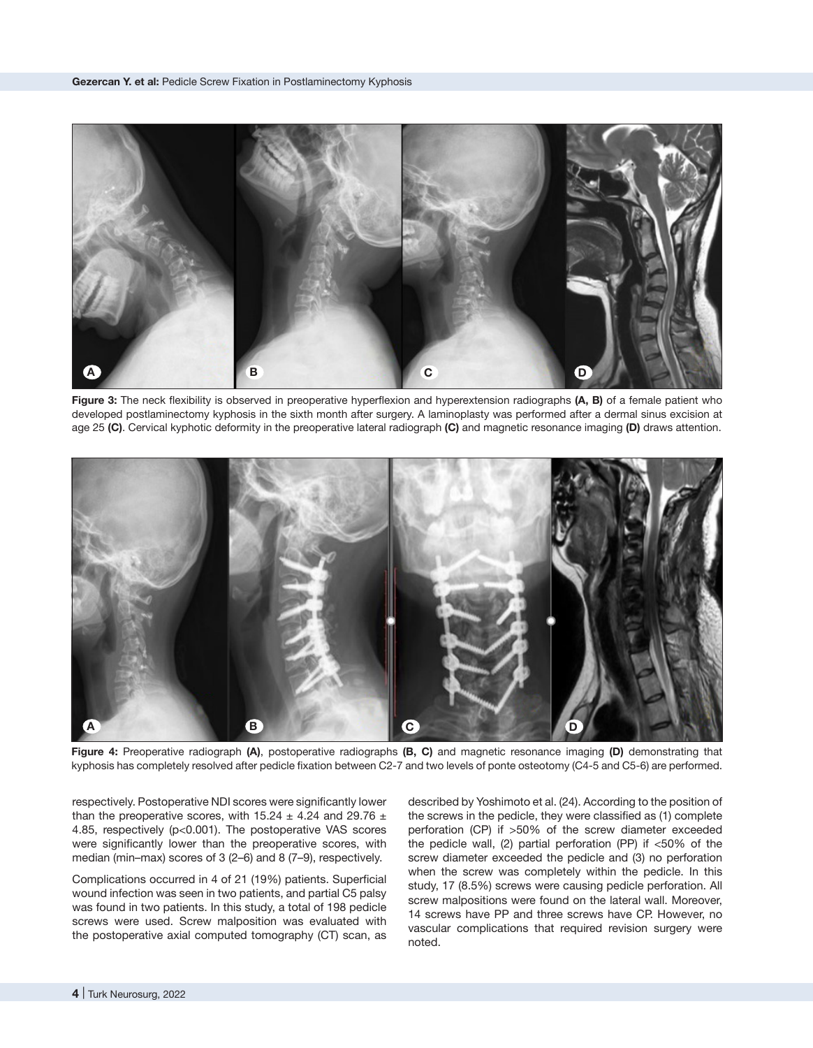**Figure 3:** The neck flexibility is observed in preoperative hyperflexion and hyperextension radiographs **(A, B)** of a female patient who developed postlaminectomy kyphosis in the sixth month after surgery. A laminoplasty was performed after a dermal sinus excision at age 25 **(C)**. Cervical kyphotic deformity in the preoperative lateral radiograph **(C)** and magnetic resonance imaging **(D)** draws attention.

**Figure 4:** Preoperative radiograph **(A)**, postoperative radiographs **(B, C)** and magnetic resonance imaging **(D)** demonstrating that kyphosis has completely resolved after pedicle fixation between C2-7 and two levels of ponte osteotomy (C4-5 and C5-6) are performed.

respectively. Postoperative NDI scores were significantly lower than the preoperative scores, with 15.24 ± 4.24 and 29.76 ± 4.85, respectively (p<0.001). The postoperative VAS scores were significantly lower than the preoperative scores, with median (min–max) scores of 3 (2–6) and 8 (7–9), respectively.

Complications occurred in 4 of 21 (19%) patients. Superficial wound infection was seen in two patients, and partial C5 palsy was found in two patients. In this study, a total of 198 pedicle screws were used. Screw malposition was evaluated with the postoperative axial computed tomography (CT) scan, as described by Yoshimoto et al. (24). According to the position of the screws in the pedicle, they were classified as (1) complete perforation (CP) if >50% of the screw diameter exceeded the pedicle wall, (2) partial perforation (PP) if <50% of the screw diameter exceeded the pedicle and (3) no perforation when the screw was completely within the pedicle. In this study, 17 (8.5%) screws were causing pedicle perforation. All screw malpositions were found on the lateral wall. Moreover, 14 screws have PP and three screws have CP. However, no vascular complications that required revision surgery were noted.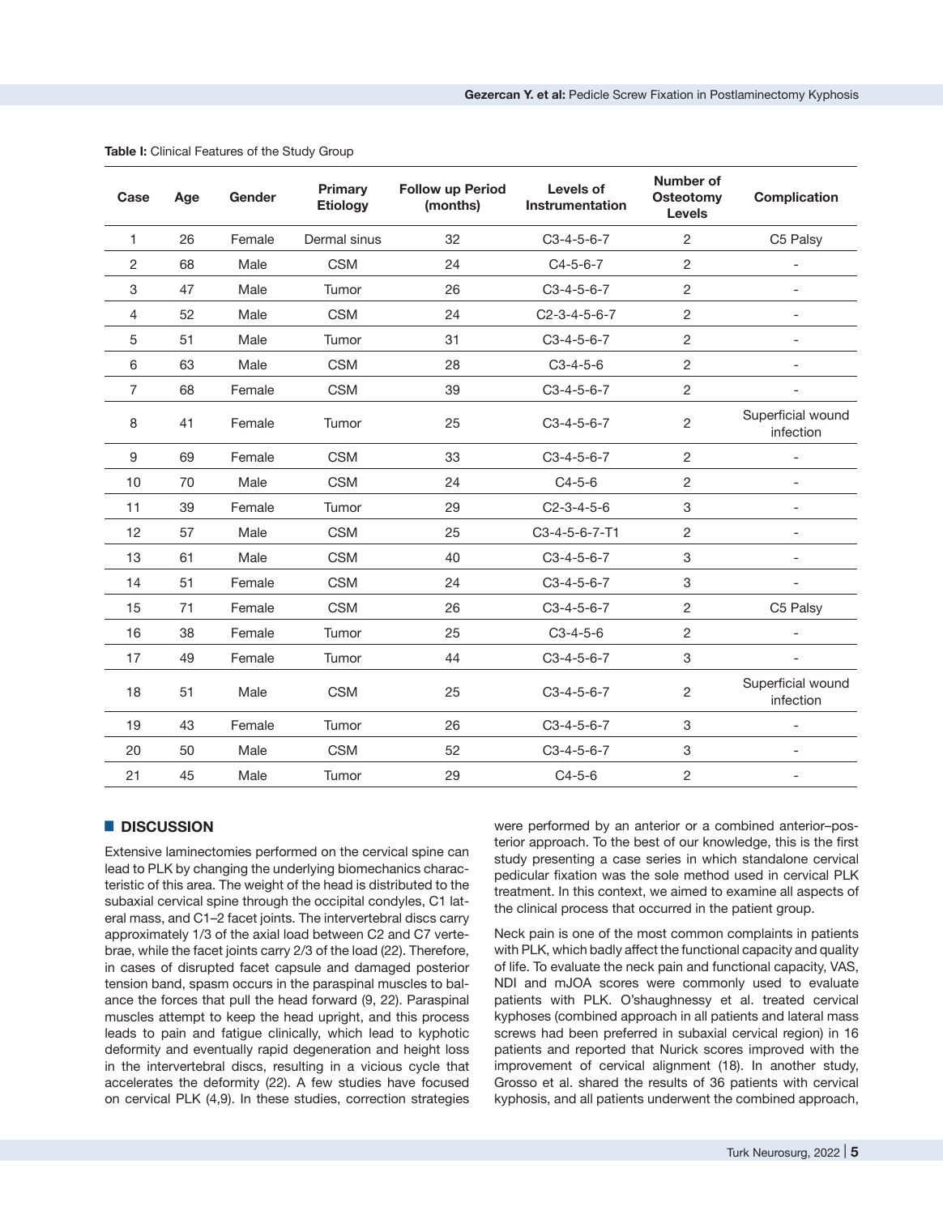**Table I:** Clinical Features of the Study Group

| Case | Age | Gender | Primary Etiology | Follow up Period (months) | Levels of Instrumentation | Number of Osteotomy Levels | Complication |
|---|---|---|---|---|---|---|---|
| 1 | 26 | Female | Dermal sinus | 32 | C3-4-5-6-7 | 2 | C5 Palsy |
| 2 | 68 | Male | CSM | 24 | C4-5-6-7 | 2 | - |
| 3 | 47 | Male | Tumor | 26 | C3-4-5-6-7 | 2 | - |
| 4 | 52 | Male | CSM | 24 | C2-3-4-5-6-7 | 2 | - |
| 5 | 51 | Male | Tumor | 31 | C3-4-5-6-7 | 2 | - |
| 6 | 63 | Male | CSM | 28 | C3-4-5-6 | 2 | - |
| 7 | 68 | Female | CSM | 39 | C3-4-5-6-7 | 2 | - |
| 8 | 41 | Female | Tumor | 25 | C3-4-5-6-7 | 2 | Superficial wound infection |
| 9 | 69 | Female | CSM | 33 | C3-4-5-6-7 | 2 | - |
| 10 | 70 | Male | CSM | 24 | C4-5-6 | 2 | - |
| 11 | 39 | Female | Tumor | 29 | C2-3-4-5-6 | 3 | - |
| 12 | 57 | Male | CSM | 25 | C3-4-5-6-7-T1 | 2 | - |
| 13 | 61 | Male | CSM | 40 | C3-4-5-6-7 | 3 | - |
| 14 | 51 | Female | CSM | 24 | C3-4-5-6-7 | 3 | - |
| 15 | 71 | Female | CSM | 26 | C3-4-5-6-7 | 2 | C5 Palsy |
| 16 | 38 | Female | Tumor | 25 | C3-4-5-6 | 2 | - |
| 17 | 49 | Female | Tumor | 44 | C3-4-5-6-7 | 3 | - |
| 18 | 51 | Male | CSM | 25 | C3-4-5-6-7 | 2 | Superficial wound infection |
| 19 | 43 | Female | Tumor | 26 | C3-4-5-6-7 | 3 | - |
| 20 | 50 | Male | CSM | 52 | C3-4-5-6-7 | 3 | - |
| 21 | 45 | Male | Tumor | 29 | C4-5-6 | 2 | - |

## DISCUSSION

Extensive laminectomies performed on the cervical spine can lead to PLK by changing the underlying biomechanics characteristic of this area. The weight of the head is distributed to the subaxial cervical spine through the occipital condyles, C1 lateral mass, and C1–2 facet joints. The intervertebral discs carry approximately 1/3 of the axial load between C2 and C7 vertebrae, while the facet joints carry 2/3 of the load (22). Therefore, in cases of disrupted facet capsule and damaged posterior tension band, spasm occurs in the paraspinal muscles to balance the forces that pull the head forward (9, 22). Paraspinal muscles attempt to keep the head upright, and this process leads to pain and fatigue clinically, which lead to kyphotic deformity and eventually rapid degeneration and height loss in the intervertebral discs, resulting in a vicious cycle that accelerates the deformity (22). A few studies have focused on cervical PLK (4,9). In these studies, correction strategies were performed by an anterior or a combined anterior–posterior approach. To the best of our knowledge, this is the first study presenting a case series in which standalone cervical pedicular fixation was the sole method used in cervical PLK treatment. In this context, we aimed to examine all aspects of the clinical process that occurred in the patient group.

Neck pain is one of the most common complaints in patients with PLK, which badly affect the functional capacity and quality of life. To evaluate the neck pain and functional capacity, VAS, NDI and mJOA scores were commonly used to evaluate patients with PLK. O'shaughnessy et al. treated cervical kyphoses (combined approach in all patients and lateral mass screws had been preferred in subaxial cervical region) in 16 patients and reported that Nurick scores improved with the improvement of cervical alignment (18). In another study, Grosso et al. shared the results of 36 patients with cervical kyphosis, and all patients underwent the combined approach,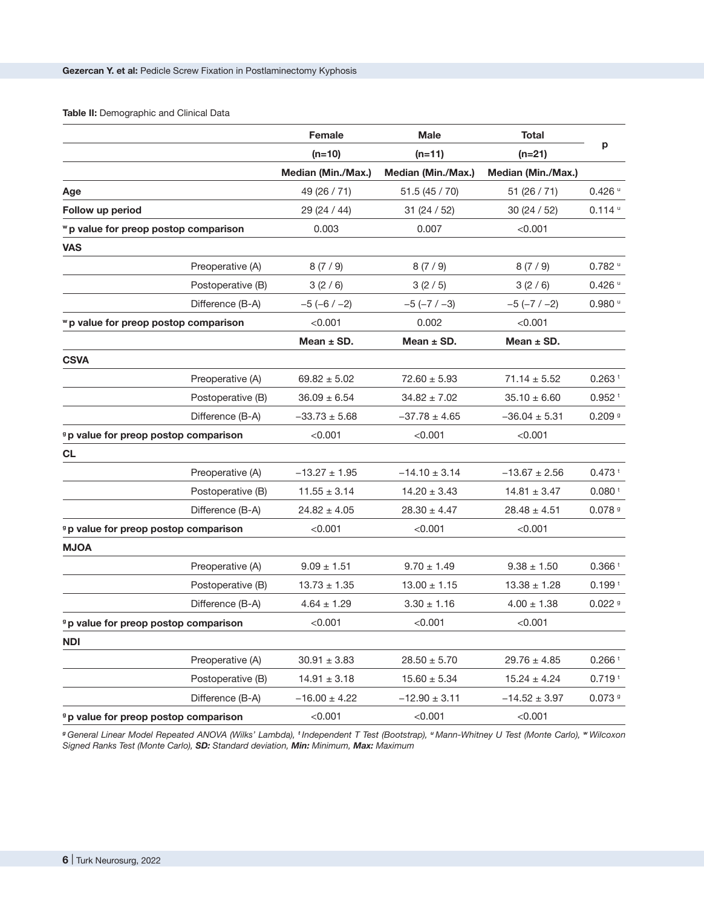**Table II:** Demographic and Clinical Data

| | | Female | Male | Total | p |
|---|---|---|---|---|---|
| | | (n=10) | (n=11) | (n=21) | |
| | | Median (Min./Max.) | Median (Min./Max.) | Median (Min./Max.) | |
| **Age** | | 49 (26 / 71) | 51.5 (45 / 70) | 51 (26 / 71) | 0.426 [u] |
| **Follow up period** | | 29 (24 / 44) | 31 (24 / 52) | 30 (24 / 52) | 0.114 [u] |
| **[w] p value for preop postop comparison** | | 0.003 | 0.007 | <0.001 | |
| **VAS** | | | | | |
| | Preoperative (A) | 8 (7 / 9) | 8 (7 / 9) | 8 (7 / 9) | 0.782 [u] |
| | Postoperative (B) | 3 (2 / 6) | 3 (2 / 5) | 3 (2 / 6) | 0.426 [u] |
| | Difference (B-A) | −5 (−6 / −2) | −5 (−7 / −3) | −5 (−7 / −2) | 0.980 [u] |
| **[w] p value for preop postop comparison** | | <0.001 | 0.002 | <0.001 | |
| | | Mean ± SD. | Mean ± SD. | Mean ± SD. | |
| **CSVA** | | | | | |
| | Preoperative (A) | 69.82 ± 5.02 | 72.60 ± 5.93 | 71.14 ± 5.52 | 0.263 [t] |
| | Postoperative (B) | 36.09 ± 6.54 | 34.82 ± 7.02 | 35.10 ± 6.60 | 0.952 [t] |
| | Difference (B-A) | −33.73 ± 5.68 | −37.78 ± 4.65 | −36.04 ± 5.31 | 0.209 [g] |
| **[g] p value for preop postop comparison** | | <0.001 | <0.001 | <0.001 | |
| **CL** | | | | | |
| | Preoperative (A) | −13.27 ± 1.95 | −14.10 ± 3.14 | −13.67 ± 2.56 | 0.473 [t] |
| | Postoperative (B) | 11.55 ± 3.14 | 14.20 ± 3.43 | 14.81 ± 3.47 | 0.080 [t] |
| | Difference (B-A) | 24.82 ± 4.05 | 28.30 ± 4.47 | 28.48 ± 4.51 | 0.078 [g] |
| **[g] p value for preop postop comparison** | | <0.001 | <0.001 | <0.001 | |
| **MJOA** | | | | | |
| | Preoperative (A) | 9.09 ± 1.51 | 9.70 ± 1.49 | 9.38 ± 1.50 | 0.366 [t] |
| | Postoperative (B) | 13.73 ± 1.35 | 13.00 ± 1.15 | 13.38 ± 1.28 | 0.199 [t] |
| | Difference (B-A) | 4.64 ± 1.29 | 3.30 ± 1.16 | 4.00 ± 1.38 | 0.022 [g] |
| **[g] p value for preop postop comparison** | | <0.001 | <0.001 | <0.001 | |
| **NDI** | | | | | |
| | Preoperative (A) | 30.91 ± 3.83 | 28.50 ± 5.70 | 29.76 ± 4.85 | 0.266 [t] |
| | Postoperative (B) | 14.91 ± 3.18 | 15.60 ± 5.34 | 15.24 ± 4.24 | 0.719 [t] |
| | Difference (B-A) | −16.00 ± 4.22 | −12.90 ± 3.11 | −14.52 ± 3.97 | 0.073 [g] |
| **[g] p value for preop postop comparison** | | <0.001 | <0.001 | <0.001 | |

*[g] General Linear Model Repeated ANOVA (Wilks' Lambda), [t] Independent T Test (Bootstrap), [u] Mann-Whitney U Test (Monte Carlo), [w] Wilcoxon Signed Ranks Test (Monte Carlo), **SD:** Standard deviation, **Min:** Minimum, **Max:** Maximum*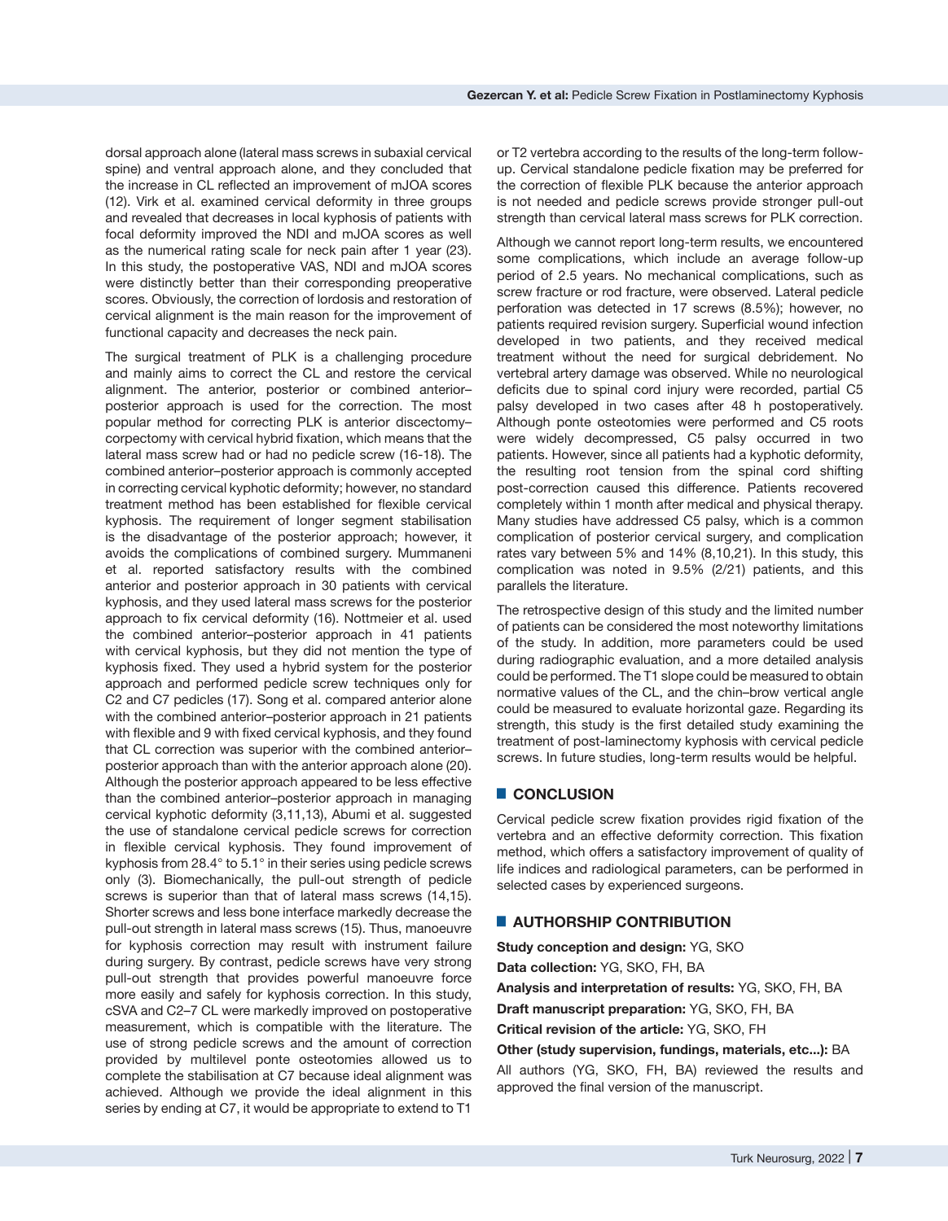dorsal approach alone (lateral mass screws in subaxial cervical spine) and ventral approach alone, and they concluded that the increase in CL reflected an improvement of mJOA scores (12). Virk et al. examined cervical deformity in three groups and revealed that decreases in local kyphosis of patients with focal deformity improved the NDI and mJOA scores as well as the numerical rating scale for neck pain after 1 year (23). In this study, the postoperative VAS, NDI and mJOA scores were distinctly better than their corresponding preoperative scores. Obviously, the correction of lordosis and restoration of cervical alignment is the main reason for the improvement of functional capacity and decreases the neck pain.

The surgical treatment of PLK is a challenging procedure and mainly aims to correct the CL and restore the cervical alignment. The anterior, posterior or combined anterior–posterior approach is used for the correction. The most popular method for correcting PLK is anterior discectomy–corpectomy with cervical hybrid fixation, which means that the lateral mass screw had or had no pedicle screw (16-18). The combined anterior–posterior approach is commonly accepted in correcting cervical kyphotic deformity; however, no standard treatment method has been established for flexible cervical kyphosis. The requirement of longer segment stabilisation is the disadvantage of the posterior approach; however, it avoids the complications of combined surgery. Mummaneni et al. reported satisfactory results with the combined anterior and posterior approach in 30 patients with cervical kyphosis, and they used lateral mass screws for the posterior approach to fix cervical deformity (16). Nottmeier et al. used the combined anterior–posterior approach in 41 patients with cervical kyphosis, but they did not mention the type of kyphosis fixed. They used a hybrid system for the posterior approach and performed pedicle screw techniques only for C2 and C7 pedicles (17). Song et al. compared anterior alone with the combined anterior–posterior approach in 21 patients with flexible and 9 with fixed cervical kyphosis, and they found that CL correction was superior with the combined anterior–posterior approach than with the anterior approach alone (20). Although the posterior approach appeared to be less effective than the combined anterior–posterior approach in managing cervical kyphotic deformity (3,11,13), Abumi et al. suggested the use of standalone cervical pedicle screws for correction in flexible cervical kyphosis. They found improvement of kyphosis from 28.4° to 5.1° in their series using pedicle screws only (3). Biomechanically, the pull-out strength of pedicle screws is superior than that of lateral mass screws (14,15). Shorter screws and less bone interface markedly decrease the pull-out strength in lateral mass screws (15). Thus, manoeuvre for kyphosis correction may result with instrument failure during surgery. By contrast, pedicle screws have very strong pull-out strength that provides powerful manoeuvre force more easily and safely for kyphosis correction. In this study, cSVA and C2–7 CL were markedly improved on postoperative measurement, which is compatible with the literature. The use of strong pedicle screws and the amount of correction provided by multilevel ponte osteotomies allowed us to complete the stabilisation at C7 because ideal alignment was achieved. Although we provide the ideal alignment in this series by ending at C7, it would be appropriate to extend to T1 or T2 vertebra according to the results of the long-term follow-up. Cervical standalone pedicle fixation may be preferred for the correction of flexible PLK because the anterior approach is not needed and pedicle screws provide stronger pull-out strength than cervical lateral mass screws for PLK correction.

Although we cannot report long-term results, we encountered some complications, which include an average follow-up period of 2.5 years. No mechanical complications, such as screw fracture or rod fracture, were observed. Lateral pedicle perforation was detected in 17 screws (8.5%); however, no patients required revision surgery. Superficial wound infection developed in two patients, and they received medical treatment without the need for surgical debridement. No vertebral artery damage was observed. While no neurological deficits due to spinal cord injury were recorded, partial C5 palsy developed in two cases after 48 h postoperatively. Although ponte osteotomies were performed and C5 roots were widely decompressed, C5 palsy occurred in two patients. However, since all patients had a kyphotic deformity, the resulting root tension from the spinal cord shifting post-correction caused this difference. Patients recovered completely within 1 month after medical and physical therapy. Many studies have addressed C5 palsy, which is a common complication of posterior cervical surgery, and complication rates vary between 5% and 14% (8,10,21). In this study, this complication was noted in 9.5% (2/21) patients, and this parallels the literature.

The retrospective design of this study and the limited number of patients can be considered the most noteworthy limitations of the study. In addition, more parameters could be used during radiographic evaluation, and a more detailed analysis could be performed. The T1 slope could be measured to obtain normative values of the CL, and the chin–brow vertical angle could be measured to evaluate horizontal gaze. Regarding its strength, this study is the first detailed study examining the treatment of post-laminectomy kyphosis with cervical pedicle screws. In future studies, long-term results would be helpful.

## CONCLUSION

Cervical pedicle screw fixation provides rigid fixation of the vertebra and an effective deformity correction. This fixation method, which offers a satisfactory improvement of quality of life indices and radiological parameters, can be performed in selected cases by experienced surgeons.

## AUTHORSHIP CONTRIBUTION

**Study conception and design:** YG, SKO

**Data collection:** YG, SKO, FH, BA

**Analysis and interpretation of results:** YG, SKO, FH, BA

**Draft manuscript preparation:** YG, SKO, FH, BA

**Critical revision of the article:** YG, SKO, FH

**Other (study supervision, fundings, materials, etc...):** BA

All authors (YG, SKO, FH, BA) reviewed the results and approved the final version of the manuscript.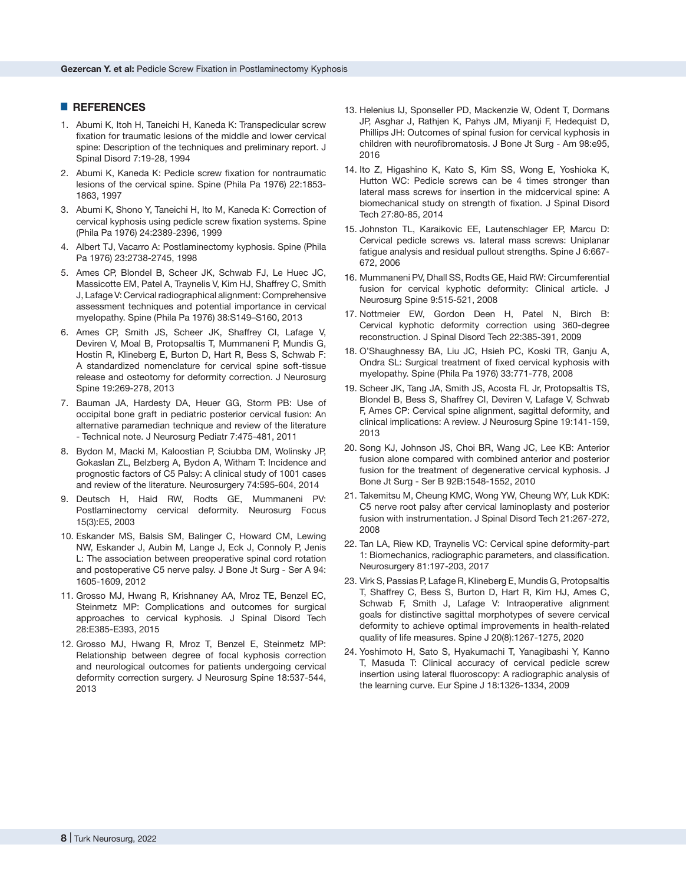## REFERENCES

1. Abumi K, Itoh H, Taneichi H, Kaneda K: Transpedicular screw fixation for traumatic lesions of the middle and lower cervical spine: Description of the techniques and preliminary report. J Spinal Disord 7:19-28, 1994
2. Abumi K, Kaneda K: Pedicle screw fixation for nontraumatic lesions of the cervical spine. Spine (Phila Pa 1976) 22:1853-1863, 1997
3. Abumi K, Shono Y, Taneichi H, Ito M, Kaneda K: Correction of cervical kyphosis using pedicle screw fixation systems. Spine (Phila Pa 1976) 24:2389-2396, 1999
4. Albert TJ, Vacarro A: Postlaminectomy kyphosis. Spine (Phila Pa 1976) 23:2738-2745, 1998
5. Ames CP, Blondel B, Scheer JK, Schwab FJ, Le Huec JC, Massicotte EM, Patel A, Traynelis V, Kim HJ, Shaffrey C, Smith J, Lafage V: Cervical radiographical alignment: Comprehensive assessment techniques and potential importance in cervical myelopathy. Spine (Phila Pa 1976) 38:S149–S160, 2013
6. Ames CP, Smith JS, Scheer JK, Shaffrey CI, Lafage V, Deviren V, Moal B, Protopsaltis T, Mummaneni P, Mundis G, Hostin R, Klineberg E, Burton D, Hart R, Bess S, Schwab F: A standardized nomenclature for cervical spine soft-tissue release and osteotomy for deformity correction. J Neurosurg Spine 19:269-278, 2013
7. Bauman JA, Hardesty DA, Heuer GG, Storm PB: Use of occipital bone graft in pediatric posterior cervical fusion: An alternative paramedian technique and review of the literature - Technical note. J Neurosurg Pediatr 7:475-481, 2011
8. Bydon M, Macki M, Kaloostian P, Sciubba DM, Wolinsky JP, Gokaslan ZL, Belzberg A, Bydon A, Witham T: Incidence and prognostic factors of C5 Palsy: A clinical study of 1001 cases and review of the literature. Neurosurgery 74:595-604, 2014
9. Deutsch H, Haid RW, Rodts GE, Mummaneni PV: Postlaminectomy cervical deformity. Neurosurg Focus 15(3):E5, 2003
10. Eskander MS, Balsis SM, Balinger C, Howard CM, Lewing NW, Eskander J, Aubin M, Lange J, Eck J, Connoly P, Jenis L: The association between preoperative spinal cord rotation and postoperative C5 nerve palsy. J Bone Jt Surg - Ser A 94: 1605-1609, 2012
11. Grosso MJ, Hwang R, Krishnaney AA, Mroz TE, Benzel EC, Steinmetz MP: Complications and outcomes for surgical approaches to cervical kyphosis. J Spinal Disord Tech 28:E385-E393, 2015
12. Grosso MJ, Hwang R, Mroz T, Benzel E, Steinmetz MP: Relationship between degree of focal kyphosis correction and neurological outcomes for patients undergoing cervical deformity correction surgery. J Neurosurg Spine 18:537-544, 2013
13. Helenius IJ, Sponseller PD, Mackenzie W, Odent T, Dormans JP, Asghar J, Rathjen K, Pahys JM, Miyanji F, Hedequist D, Phillips JH: Outcomes of spinal fusion for cervical kyphosis in children with neurofibromatosis. J Bone Jt Surg - Am 98:e95, 2016
14. Ito Z, Higashino K, Kato S, Kim SS, Wong E, Yoshioka K, Hutton WC: Pedicle screws can be 4 times stronger than lateral mass screws for insertion in the midcervical spine: A biomechanical study on strength of fixation. J Spinal Disord Tech 27:80-85, 2014
15. Johnston TL, Karaikovic EE, Lautenschlager EP, Marcu D: Cervical pedicle screws vs. lateral mass screws: Uniplanar fatigue analysis and residual pullout strengths. Spine J 6:667-672, 2006
16. Mummaneni PV, Dhall SS, Rodts GE, Haid RW: Circumferential fusion for cervical kyphotic deformity: Clinical article. J Neurosurg Spine 9:515-521, 2008
17. Nottmeier EW, Gordon Deen H, Patel N, Birch B: Cervical kyphotic deformity correction using 360-degree reconstruction. J Spinal Disord Tech 22:385-391, 2009
18. O'Shaughnessy BA, Liu JC, Hsieh PC, Koski TR, Ganju A, Ondra SL: Surgical treatment of fixed cervical kyphosis with myelopathy. Spine (Phila Pa 1976) 33:771-778, 2008
19. Scheer JK, Tang JA, Smith JS, Acosta FL Jr, Protopsaltis TS, Blondel B, Bess S, Shaffrey CI, Deviren V, Lafage V, Schwab F, Ames CP: Cervical spine alignment, sagittal deformity, and clinical implications: A review. J Neurosurg Spine 19:141-159, 2013
20. Song KJ, Johnson JS, Choi BR, Wang JC, Lee KB: Anterior fusion alone compared with combined anterior and posterior fusion for the treatment of degenerative cervical kyphosis. J Bone Jt Surg - Ser B 92B:1548-1552, 2010
21. Takemitsu M, Cheung KMC, Wong YW, Cheung WY, Luk KDK: C5 nerve root palsy after cervical laminoplasty and posterior fusion with instrumentation. J Spinal Disord Tech 21:267-272, 2008
22. Tan LA, Riew KD, Traynelis VC: Cervical spine deformity-part 1: Biomechanics, radiographic parameters, and classification. Neurosurgery 81:197-203, 2017
23. Virk S, Passias P, Lafage R, Klineberg E, Mundis G, Protopsaltis T, Shaffrey C, Bess S, Burton D, Hart R, Kim HJ, Ames C, Schwab F, Smith J, Lafage V: Intraoperative alignment goals for distinctive sagittal morphotypes of severe cervical deformity to achieve optimal improvements in health-related quality of life measures. Spine J 20(8):1267-1275, 2020
24. Yoshimoto H, Sato S, Hyakumachi T, Yanagibashi Y, Kanno T, Masuda T: Clinical accuracy of cervical pedicle screw insertion using lateral fluoroscopy: A radiographic analysis of the learning curve. Eur Spine J 18:1326-1334, 2009